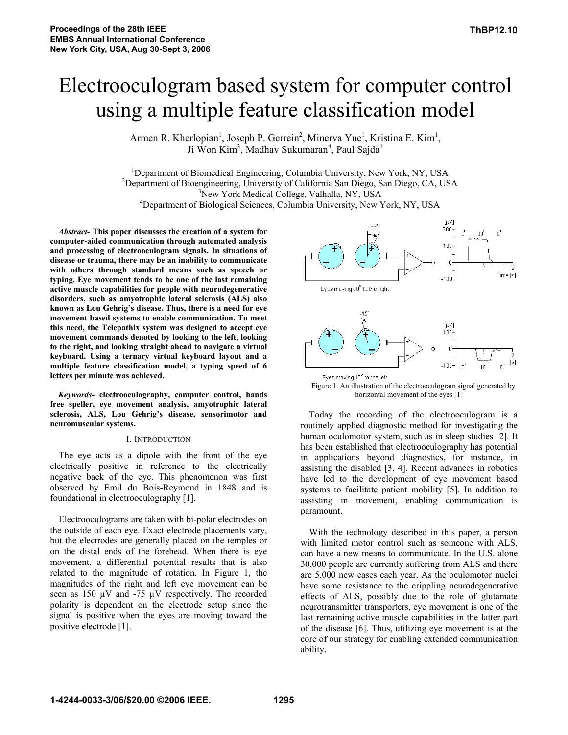# Electrooculogram based system for computer control using a multiple feature classification model

Armen R. Kherlopian[1], Joseph P. Gerrein[2], Minerva Yue[1], Kristina E. Kim[1], Ji Won Kim[3], Madhav Sukumaran[4], Paul Sajda[1]

[1]Department of Biomedical Engineering, Columbia University, New York, NY, USA
[2]Department of Bioengineering, University of California San Diego, San Diego, CA, USA
[3]New York Medical College, Valhalla, NY, USA
[4]Department of Biological Sciences, Columbia University, New York, NY, USA

***Abstract*- This paper discusses the creation of a system for computer-aided communication through automated analysis and processing of electrooculogram signals. In situations of disease or trauma, there may be an inability to communicate with others through standard means such as speech or typing. Eye movement tends to be one of the last remaining active muscle capabilities for people with neurodegenerative disorders, such as amyotrophic lateral sclerosis (ALS) also known as Lou Gehrig's disease. Thus, there is a need for eye movement based systems to enable communication. To meet this need, the Telepathix system was designed to accept eye movement commands denoted by looking to the left, looking to the right, and looking straight ahead to navigate a virtual keyboard. Using a ternary virtual keyboard layout and a multiple feature classification model, a typing speed of 6 letters per minute was achieved.**

***Keywords*- electrooculography, computer control, hands free speller, eye movement analysis, amyotrophic lateral sclerosis, ALS, Lou Gehrig's disease, sensorimotor and neuromuscular systems.**

## I. Introduction

The eye acts as a dipole with the front of the eye electrically positive in reference to the electrically negative back of the eye. This phenomenon was first observed by Emil du Bois-Reymond in 1848 and is foundational in electrooculography [1].

Electrooculograms are taken with bi-polar electrodes on the outside of each eye. Exact electrode placements vary, but the electrodes are generally placed on the temples or on the distal ends of the forehead. When there is eye movement, a differential potential results that is also related to the magnitude of rotation. In Figure 1, the magnitudes of the right and left eye movement can be seen as 150 µV and -75 µV respectively. The recorded polarity is dependent on the electrode setup since the signal is positive when the eyes are moving toward the positive electrode [1].

Figure 1. An illustration of the electrooculogram signal generated by horizontal movement of the eyes [1]

Today the recording of the electrooculogram is a routinely applied diagnostic method for investigating the human oculomotor system, such as in sleep studies [2]. It has been established that electrooculography has potential in applications beyond diagnostics, for instance, in assisting the disabled [3, 4]. Recent advances in robotics have led to the development of eye movement based systems to facilitate patient mobility [5]. In addition to assisting in movement, enabling communication is paramount.

With the technology described in this paper, a person with limited motor control such as someone with ALS, can have a new means to communicate. In the U.S. alone 30,000 people are currently suffering from ALS and there are 5,000 new cases each year. As the oculomotor nuclei have some resistance to the crippling neurodegenerative effects of ALS, possibly due to the role of glutamate neurotransmitter transporters, eye movement is one of the last remaining active muscle capabilities in the latter part of the disease [6]. Thus, utilizing eye movement is at the core of our strategy for enabling extended communication ability.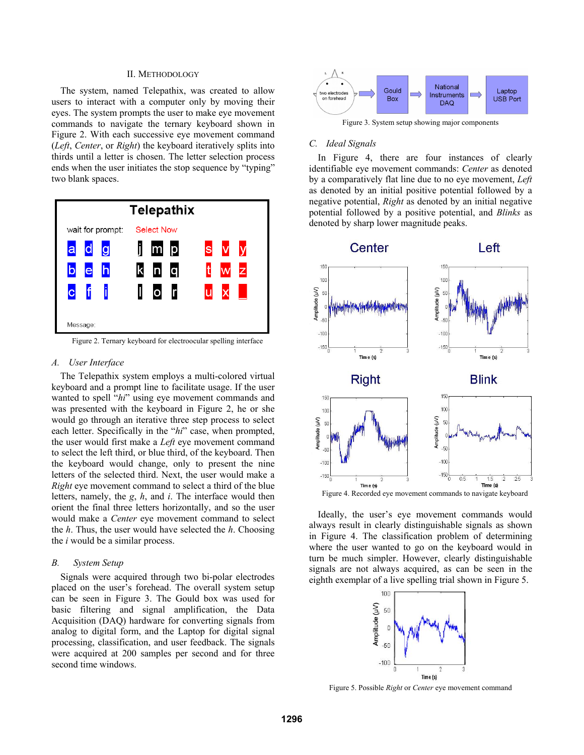## II. Methodology

The system, named Telepathix, was created to allow users to interact with a computer only by moving their eyes. The system prompts the user to make eye movement commands to navigate the ternary keyboard shown in Figure 2. With each successive eye movement command (*Left*, *Center*, or *Right*) the keyboard iteratively splits into thirds until a letter is chosen. The letter selection process ends when the user initiates the stop sequence by "typing" two blank spaces.

Figure 2. Ternary keyboard for electroocular spelling interface

### A. User Interface

The Telepathix system employs a multi-colored virtual keyboard and a prompt line to facilitate usage. If the user wanted to spell "*hi*" using eye movement commands and was presented with the keyboard in Figure 2, he or she would go through an iterative three step process to select each letter. Specifically in the "*hi*" case, when prompted, the user would first make a *Left* eye movement command to select the left third, or blue third, of the keyboard. Then the keyboard would change, only to present the nine letters of the selected third. Next, the user would make a *Right* eye movement command to select a third of the blue letters, namely, the *g*, *h*, and *i*. The interface would then orient the final three letters horizontally, and so the user would make a *Center* eye movement command to select the *h*. Thus, the user would have selected the *h*. Choosing the *i* would be a similar process.

### B. System Setup

Signals were acquired through two bi-polar electrodes placed on the user's forehead. The overall system setup can be seen in Figure 3. The Gould box was used for basic filtering and signal amplification, the Data Acquisition (DAQ) hardware for converting signals from analog to digital form, and the Laptop for digital signal processing, classification, and user feedback. The signals were acquired at 200 samples per second and for three second time windows.

Figure 3. System setup showing major components

### C. Ideal Signals

In Figure 4, there are four instances of clearly identifiable eye movement commands: *Center* as denoted by a comparatively flat line due to no eye movement, *Left* as denoted by an initial positive potential followed by a negative potential, *Right* as denoted by an initial negative potential followed by a positive, and *Blinks* as denoted by sharp lower magnitude peaks.

Figure 4. Recorded eye movement commands to navigate keyboard

Ideally, the user's eye movement commands would always result in clearly distinguishable signals as shown in Figure 4. The classification problem of determining where the user wanted to go on the keyboard would in turn be much simpler. However, clearly distinguishable signals are not always acquired, as can be seen in the eighth exemplar of a live spelling trial shown in Figure 5.

Figure 5. Possible *Right* or *Center* eye movement command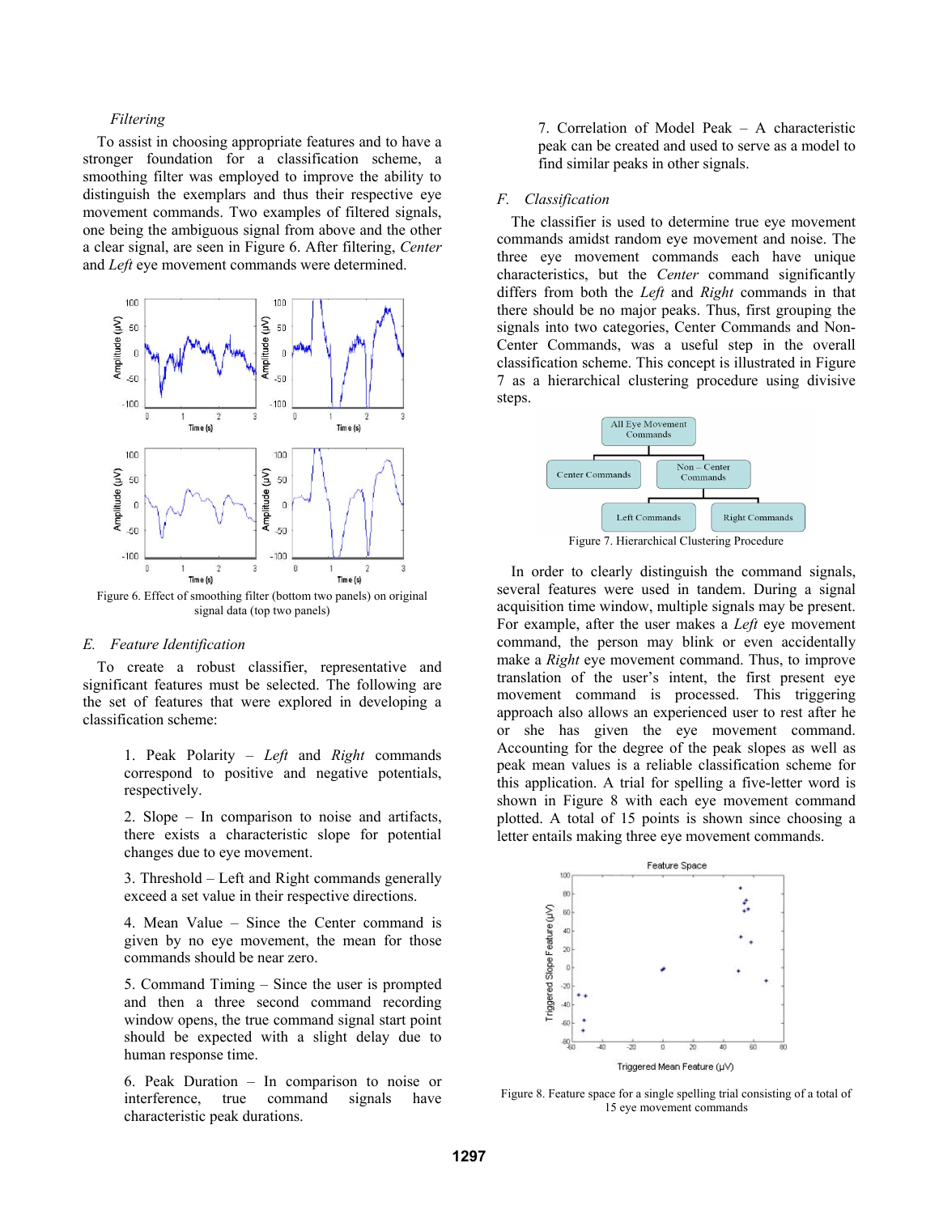### Filtering

To assist in choosing appropriate features and to have a stronger foundation for a classification scheme, a smoothing filter was employed to improve the ability to distinguish the exemplars and thus their respective eye movement commands. Two examples of filtered signals, one being the ambiguous signal from above and the other a clear signal, are seen in Figure 6. After filtering, *Center* and *Left* eye movement commands were determined.

Figure 6. Effect of smoothing filter (bottom two panels) on original signal data (top two panels)

## E. Feature Identification

To create a robust classifier, representative and significant features must be selected. The following are the set of features that were explored in developing a classification scheme:

1. Peak Polarity – *Left* and *Right* commands correspond to positive and negative potentials, respectively.

2. Slope – In comparison to noise and artifacts, there exists a characteristic slope for potential changes due to eye movement.

3. Threshold – Left and Right commands generally exceed a set value in their respective directions.

4. Mean Value – Since the Center command is given by no eye movement, the mean for those commands should be near zero.

5. Command Timing – Since the user is prompted and then a three second command recording window opens, the true command signal start point should be expected with a slight delay due to human response time.

6. Peak Duration – In comparison to noise or interference, true command signals have characteristic peak durations.

7. Correlation of Model Peak – A characteristic peak can be created and used to serve as a model to find similar peaks in other signals.

## F. Classification

The classifier is used to determine true eye movement commands amidst random eye movement and noise. The three eye movement commands each have unique characteristics, but the *Center* command significantly differs from both the *Left* and *Right* commands in that there should be no major peaks. Thus, first grouping the signals into two categories, Center Commands and Non-Center Commands, was a useful step in the overall classification scheme. This concept is illustrated in Figure 7 as a hierarchical clustering procedure using divisive steps.

Figure 7. Hierarchical Clustering Procedure

In order to clearly distinguish the command signals, several features were used in tandem. During a signal acquisition time window, multiple signals may be present. For example, after the user makes a *Left* eye movement command, the person may blink or even accidentally make a *Right* eye movement command. Thus, to improve translation of the user's intent, the first present eye movement command is processed. This triggering approach also allows an experienced user to rest after he or she has given the eye movement command. Accounting for the degree of the peak slopes as well as peak mean values is a reliable classification scheme for this application. A trial for spelling a five-letter word is shown in Figure 8 with each eye movement command plotted. A total of 15 points is shown since choosing a letter entails making three eye movement commands.

Figure 8. Feature space for a single spelling trial consisting of a total of 15 eye movement commands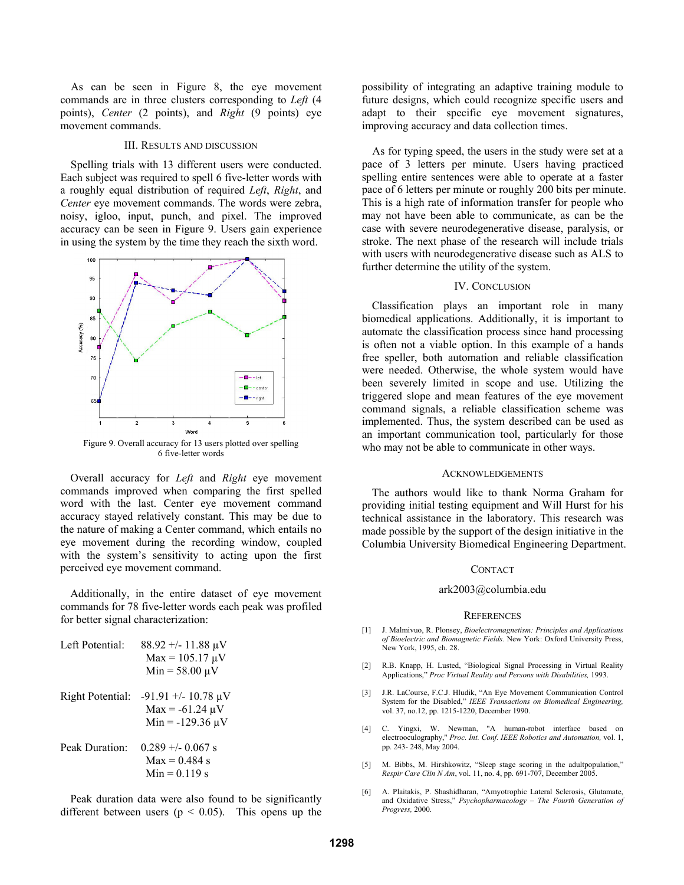As can be seen in Figure 8, the eye movement commands are in three clusters corresponding to *Left* (4 points), *Center* (2 points), and *Right* (9 points) eye movement commands.

## III. Results and Discussion

Spelling trials with 13 different users were conducted. Each subject was required to spell 6 five-letter words with a roughly equal distribution of required *Left*, *Right*, and *Center* eye movement commands. The words were zebra, noisy, igloo, input, punch, and pixel. The improved accuracy can be seen in Figure 9. Users gain experience in using the system by the time they reach the sixth word.

100
95
90
85
80
75
70
65
Accuracy (%)
1 2 3 4 5 6
Word
left
center
right

Figure 9. Overall accuracy for 13 users plotted over spelling 6 five-letter words

Overall accuracy for *Left* and *Right* eye movement commands improved when comparing the first spelled word with the last. Center eye movement command accuracy stayed relatively constant. This may be due to the nature of making a Center command, which entails no eye movement during the recording window, coupled with the system's sensitivity to acting upon the first perceived eye movement command.

Additionally, in the entire dataset of eye movement commands for 78 five-letter words each peak was profiled for better signal characterization:

Left Potential: 88.92 +/- 11.88 µV
Max = 105.17 µV
Min = 58.00 µV

Right Potential: -91.91 +/- 10.78 µV
Max = -61.24 µV
Min = -129.36 µV

Peak Duration: 0.289 +/- 0.067 s
Max = 0.484 s
Min = 0.119 s

Peak duration data were also found to be significantly different between users ($p < 0.05$). This opens up the possibility of integrating an adaptive training module to future designs, which could recognize specific users and adapt to their specific eye movement signatures, improving accuracy and data collection times.

As for typing speed, the users in the study were set at a pace of 3 letters per minute. Users having practiced spelling entire sentences were able to operate at a faster pace of 6 letters per minute or roughly 200 bits per minute. This is a high rate of information transfer for people who may not have been able to communicate, as can be the case with severe neurodegenerative disease, paralysis, or stroke. The next phase of the research will include trials with users with neurodegenerative disease such as ALS to further determine the utility of the system.

## IV. Conclusion

Classification plays an important role in many biomedical applications. Additionally, it is important to automate the classification process since hand processing is often not a viable option. In this example of a hands free speller, both automation and reliable classification were needed. Otherwise, the whole system would have been severely limited in scope and use. Utilizing the triggered slope and mean features of the eye movement command signals, a reliable classification scheme was implemented. Thus, the system described can be used as an important communication tool, particularly for those who may not be able to communicate in other ways.

## Acknowledgements

The authors would like to thank Norma Graham for providing initial testing equipment and Will Hurst for his technical assistance in the laboratory. This research was made possible by the support of the design initiative in the Columbia University Biomedical Engineering Department.

## Contact

ark2003@columbia.edu

## References

[1] J. Malmivuo, R. Plonsey, *Bioelectromagnetism: Principles and Applications of Bioelectric and Biomagnetic Fields.* New York: Oxford University Press, New York, 1995, ch. 28.

[2] R.B. Knapp, H. Lusted, "Biological Signal Processing in Virtual Reality Applications," *Proc Virtual Reality and Persons with Disabilities,* 1993.

[3] J.R. LaCourse, F.C.J. Hludik, "An Eye Movement Communication Control System for the Disabled," *IEEE Transactions on Biomedical Engineering,* vol. 37, no.12, pp. 1215-1220, December 1990.

[4] C. Yingxi, W. Newman, "A human-robot interface based on electrooculography," *Proc. Int. Conf. IEEE Robotics and Automation,* vol. 1, pp. 243- 248, May 2004.

[5] M. Bibbs, M. Hirshkowitz, "Sleep stage scoring in the adultpopulation," *Respir Care Clin N Am*, vol. 11, no. 4, pp. 691-707, December 2005.

[6] A. Plaitakis, P. Shashidharan, "Amyotrophic Lateral Sclerosis, Glutamate, and Oxidative Stress," *Psychopharmacology – The Fourth Generation of Progress,* 2000.